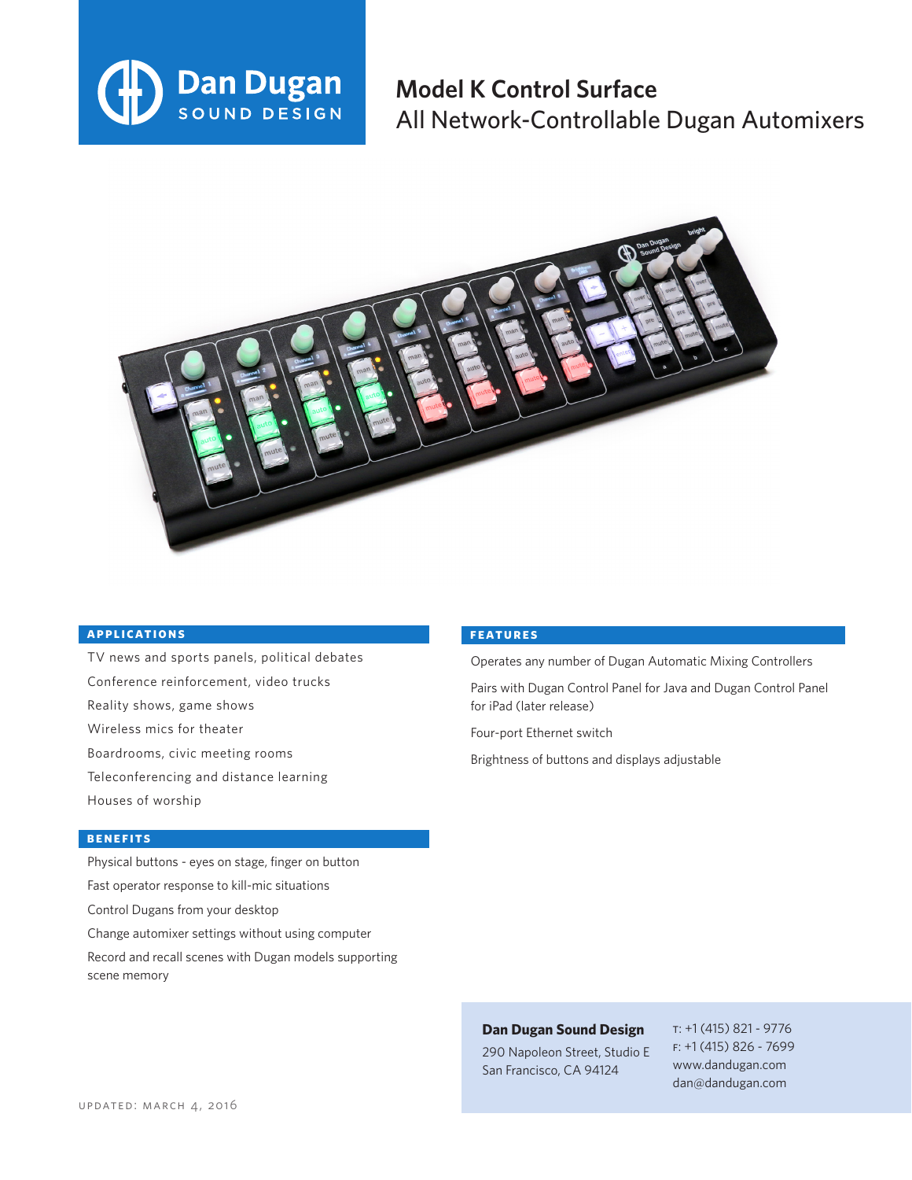Dan Dugan SOUND DESIGN

# Model K Control Surface

## All Network-Controllable Dugan Automixers

### APPLICATIONS

TV news and sports panels, political debates

Conference reinforcement, video trucks

Reality shows, game shows

Wireless mics for theater

Boardrooms, civic meeting rooms

Teleconferencing and distance learning

Houses of worship

### BENEFITS

Physical buttons - eyes on stage, finger on button

Fast operator response to kill-mic situations

Control Dugans from your desktop

Change automixer settings without using computer

Record and recall scenes with Dugan models supporting scene memory

### FEATURES

Operates any number of Dugan Automatic Mixing Controllers

Pairs with Dugan Control Panel for Java and Dugan Control Panel for iPad (later release)

Four-port Ethernet switch

Brightness of buttons and displays adjustable

**Dan Dugan Sound Design**
290 Napoleon Street, Studio E
San Francisco, CA 94124

T: +1 (415) 821 - 9776
F: +1 (415) 826 - 7699
www.dandugan.com
dan@dandugan.com

UPDATED: MARCH 4, 2016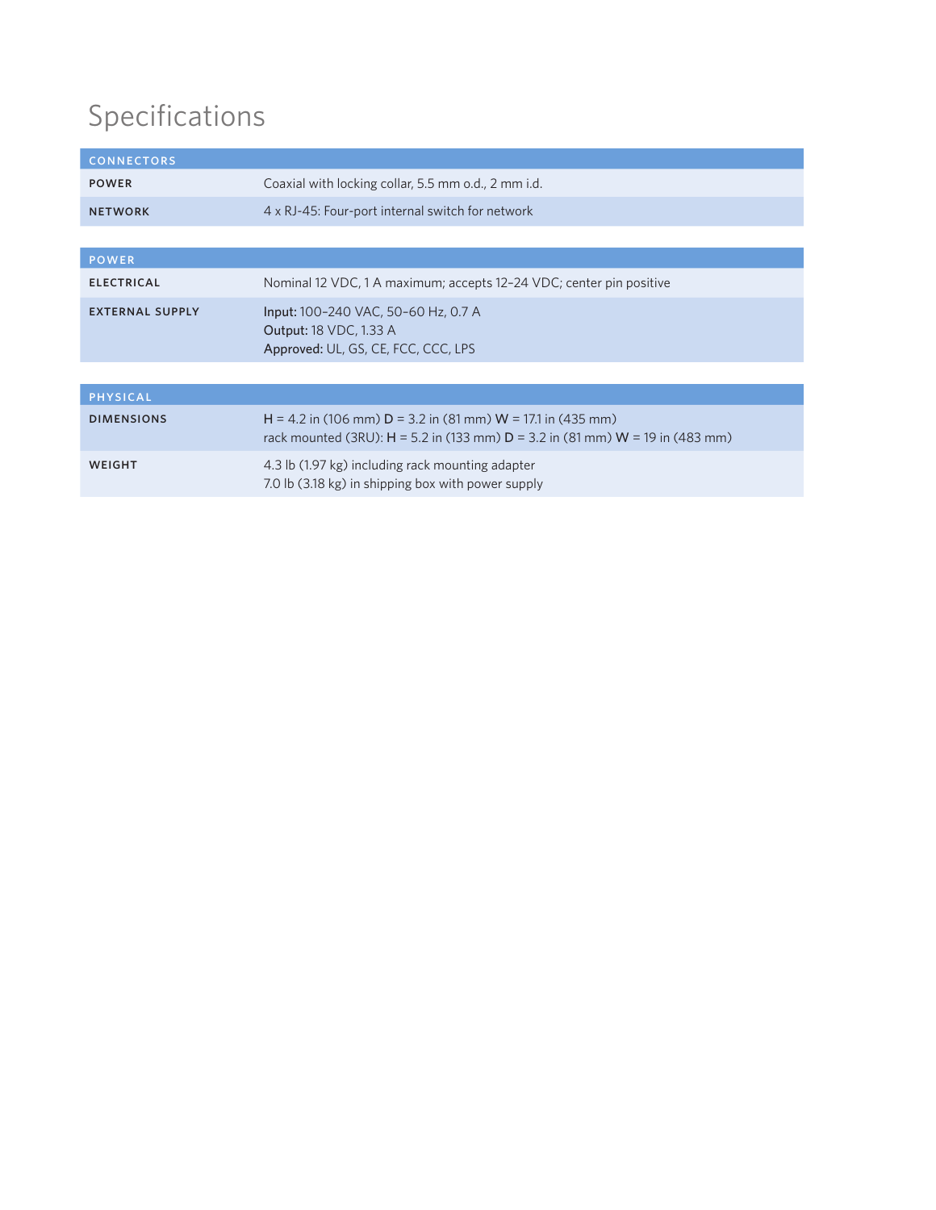# Specifications

| CONNECTORS | |
|---|---|
| POWER | Coaxial with locking collar, 5.5 mm o.d., 2 mm i.d. |
| NETWORK | 4 x RJ-45: Four-port internal switch for network |

| POWER | |
|---|---|
| ELECTRICAL | Nominal 12 VDC, 1 A maximum; accepts 12–24 VDC; center pin positive |
| EXTERNAL SUPPLY | **Input:** 100–240 VAC, 50–60 Hz, 0.7 A<br>**Output:** 18 VDC, 1.33 A<br>**Approved:** UL, GS, CE, FCC, CCC, LPS |

| PHYSICAL | |
|---|---|
| DIMENSIONS | H = 4.2 in (106 mm) D = 3.2 in (81 mm) W = 17.1 in (435 mm)<br>rack mounted (3RU): H = 5.2 in (133 mm) D = 3.2 in (81 mm) W = 19 in (483 mm) |
| WEIGHT | 4.3 lb (1.97 kg) including rack mounting adapter<br>7.0 lb (3.18 kg) in shipping box with power supply |